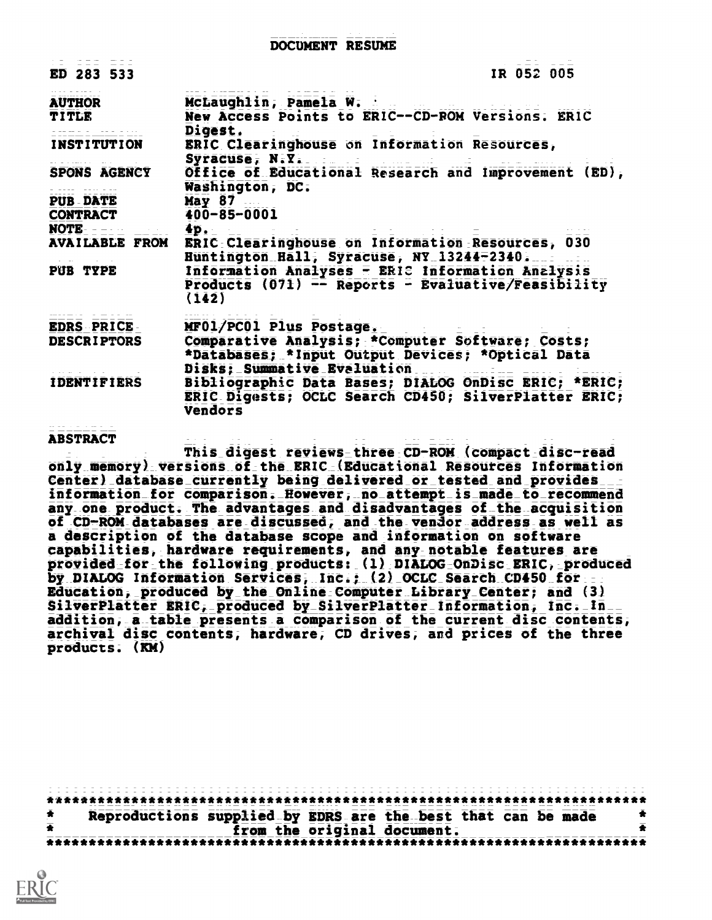# DOCUMENT RESUME

| | |
|---|---|
| ED 283 533 | IR 052 005 |
| AUTHOR | McLaughlin, Pamela W. |
| TITLE | New Access Points to ERIC--CD-ROM Versions. ERIC Digest. |
| INSTITUTION | ERIC Clearinghouse on Information Resources, Syracuse, N.Y. |
| SPONS AGENCY | Office of Educational Research and Improvement (ED), Washington, DC. |
| PUB DATE | May 87 |
| CONTRACT | 400-85-0001 |
| NOTE | 4p. |
| AVAILABLE FROM | ERIC Clearinghouse on Information Resources, 030 Huntington Hall, Syracuse, NY 13244-2340. |
| PUB TYPE | Information Analyses - ERIC Information Analysis Products (071) -- Reports - Evaluative/Feasibility (142) |
| EDRS PRICE | MF01/PC01 Plus Postage. |
| DESCRIPTORS | Comparative Analysis; *Computer Software; Costs; *Databases; *Input Output Devices; *Optical Data Disks; Summative Evaluation |
| IDENTIFIERS | Bibliographic Data Bases; DIALOG OnDisc ERIC; *ERIC; ERIC Digests; OCLC Search CD450; SilverPlatter ERIC; Vendors |

## ABSTRACT

This digest reviews three CD-ROM (compact disc-read only memory) versions of the ERIC (Educational Resources Information Center) database currently being delivered or tested and provides information for comparison. However, no attempt is made to recommend any one product. The advantages and disadvantages of the acquisition of CD-ROM databases are discussed, and the vendor address as well as a description of the database scope and information on software capabilities, hardware requirements, and any notable features are provided for the following products: (1) DIALOG OnDisc ERIC, produced by DIALOG Information Services, Inc.; (2) OCLC Search CD450 for Education, produced by the Online Computer Library Center; and (3) SilverPlatter ERIC, produced by SilverPlatter Information, Inc. In addition, a table presents a comparison of the current disc contents, archival disc contents, hardware, CD drives, and prices of the three products. (KM)

***********************************************************************
* Reproductions supplied by EDRS are the best that can be made *
* from the original document. *
***********************************************************************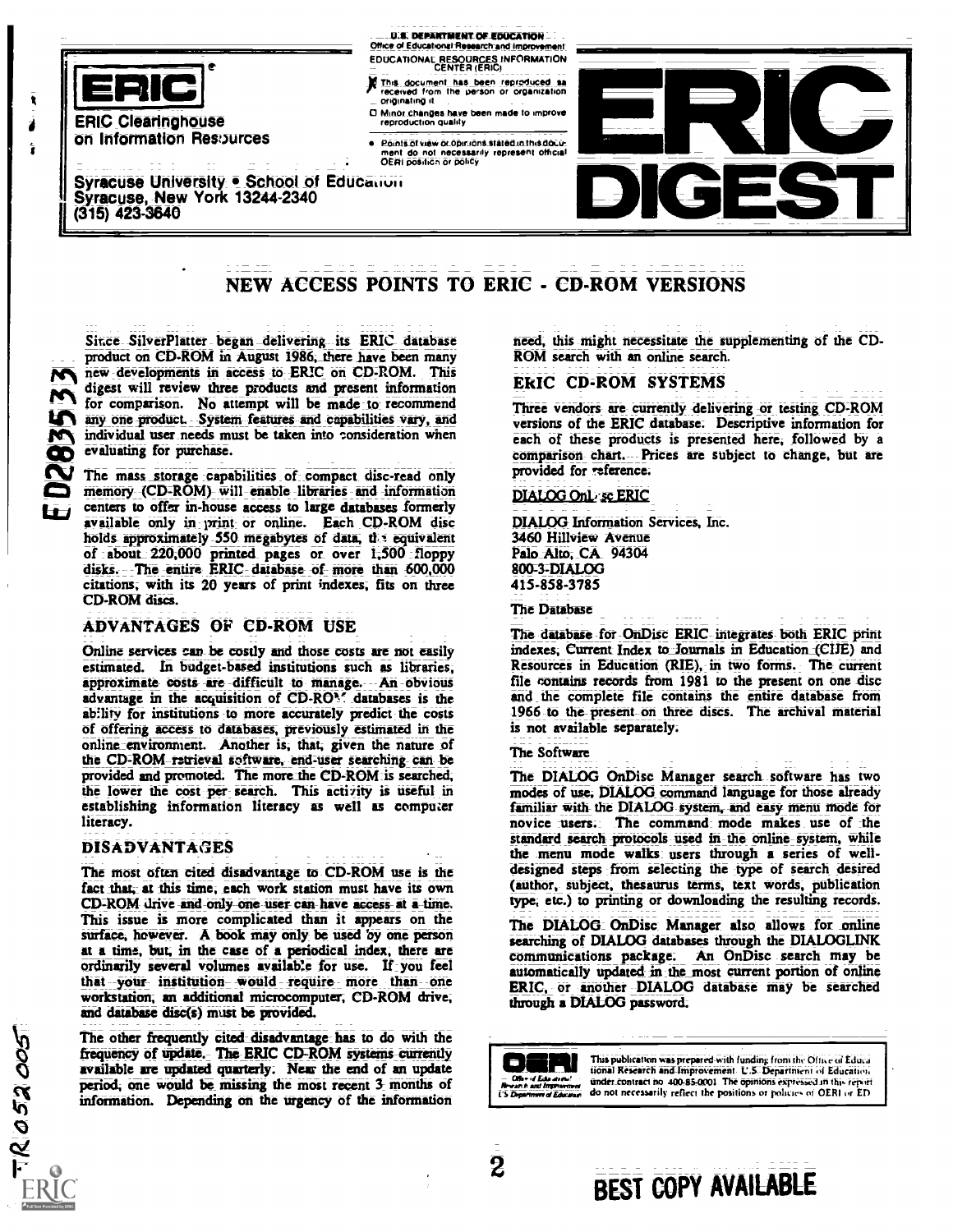ERIC Clearinghouse on Information Resources

Syracuse University • School of Education
Syracuse, New York 13244-2340
(315) 423-3640

U.S. DEPARTMENT OF EDUCATION
Office of Educational Research and Improvement
EDUCATIONAL RESOURCES INFORMATION CENTER (ERIC)

This document has been reproduced as received from the person or organization originating it.

Minor changes have been made to improve reproduction quality.

Points of view or opinions stated in this document do not necessarily represent official OERI position or policy.

ERIC DIGEST

# NEW ACCESS POINTS TO ERIC - CD-ROM VERSIONS

Since SilverPlatter began delivering its ERIC database product on CD-ROM in August 1986, there have been many new developments in access to ERIC on CD-ROM. This digest will review three products and present information for comparison. No attempt will be made to recommend any one product. System features and capabilities vary, and individual user needs must be taken into consideration when evaluating for purchase.

The mass storage capabilities of compact disc-read only memory (CD-ROM) will enable libraries and information centers to offer in-house access to large databases formerly available only in print or online. Each CD-ROM disc holds approximately 550 megabytes of data, the equivalent of about 220,000 printed pages or over 1,500 floppy disks. The entire ERIC database of more than 600,000 citations, with its 20 years of print indexes, fits on three CD-ROM discs.

## ADVANTAGES OF CD-ROM USE

Online services can be costly and those costs are not easily estimated. In budget-based institutions such as libraries, approximate costs are difficult to manage. An obvious advantage in the acquisition of CD-ROM databases is the ability for institutions to more accurately predict the costs of offering access to databases, previously estimated in the online environment. Another is, that, given the nature of the CD-ROM retrieval software, end-user searching can be provided and promoted. The more the CD-ROM is searched, the lower the cost per search. This activity is useful in establishing information literacy as well as computer literacy.

## DISADVANTAGES

The most often cited disadvantage to CD-ROM use is the fact that, at this time, each work station must have its own CD-ROM drive and only one user can have access at a time. This issue is more complicated than it appears on the surface, however. A book may only be used by one person at a time, but, in the case of a periodical index, there are ordinarily several volumes available for use. If you feel that your institution would require more than one workstation, an additional microcomputer, CD-ROM drive, and database disc(s) must be provided.

The other frequently cited disadvantage has to do with the frequency of update. The ERIC CD-ROM systems currently available are updated quarterly. Near the end of an update period, one would be missing the most recent 3 months of information. Depending on the urgency of the information need, this might necessitate the supplementing of the CD-ROM search with an online search.

## ERIC CD-ROM SYSTEMS

Three vendors are currently delivering or testing CD-ROM versions of the ERIC database. Descriptive information for each of these products is presented here, followed by a comparison chart. Prices are subject to change, but are provided for reference.

### DIALOG OnDisc ERIC

DIALOG Information Services, Inc.
3460 Hillview Avenue
Palo Alto, CA 94304
800-3-DIALOG
415-858-3785

#### The Database

The database for OnDisc ERIC integrates both ERIC print indexes, Current Index to Journals in Education (CIJE) and Resources in Education (RIE), in two forms. The current file contains records from 1981 to the present on one disc and the complete file contains the entire database from 1966 to the present on three discs. The archival material is not available separately.

#### The Software

The DIALOG OnDisc Manager search software has two modes of use, DIALOG command language for those already familiar with the DIALOG system, and easy menu mode for novice users. The command mode makes use of the standard search protocols used in the online system, while the menu mode walks users through a series of well-designed steps from selecting the type of search desired (author, subject, thesaurus terms, text words, publication type, etc.) to printing or downloading the resulting records.

The DIALOG OnDisc Manager also allows for online searching of DIALOG databases through the DIALOGLINK communications package. An OnDisc search may be automatically updated in the most current portion of online ERIC, or another DIALOG database may be searched through a DIALOG password.

This publication was prepared with funding from the Office of Educational Research and Improvement, U.S. Department of Education, under contract no. 400-85-0001. The opinions expressed in this report do not necessarily reflect the positions or policies of OERI or ED.

BEST COPY AVAILABLE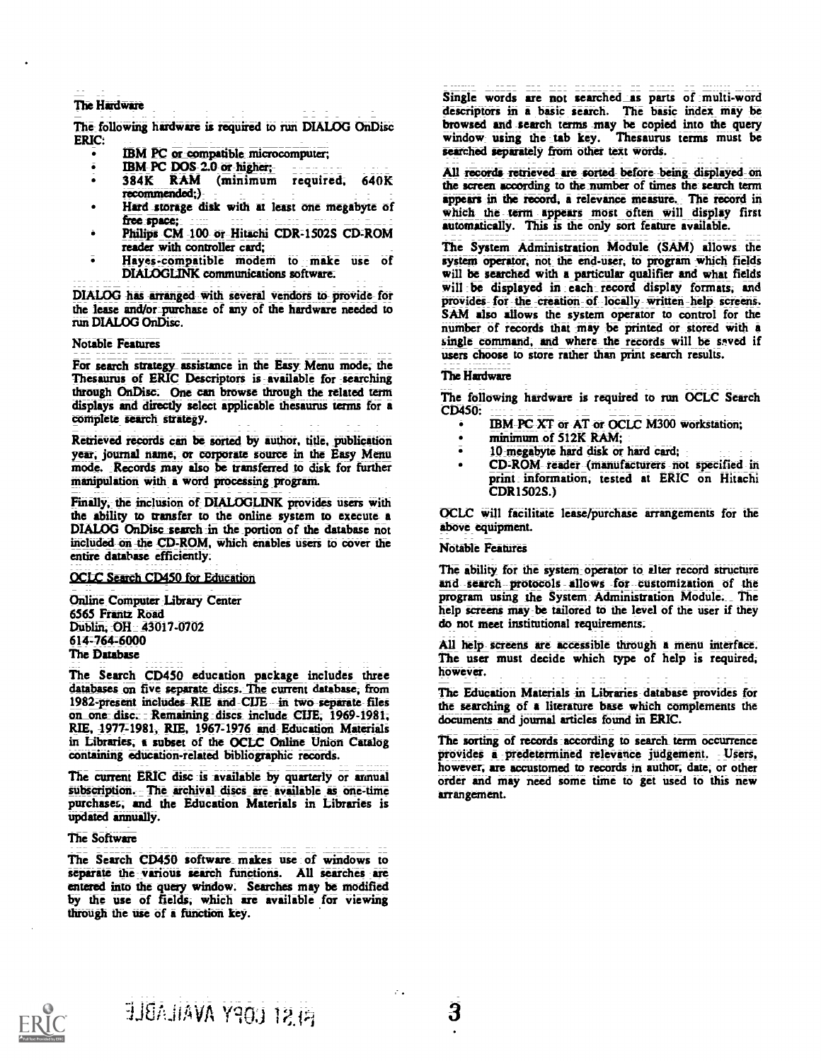### The Hardware

The following hardware is required to run DIALOG OnDisc ERIC:

- IBM PC or compatible microcomputer;
- IBM PC DOS 2.0 or higher;
- 384K RAM (minimum required, 640K recommended;)
- Hard storage disk with at least one megabyte of free space;
- Philips CM 100 or Hitachi CDR-1502S CD-ROM reader with controller card;
- Hayes-compatible modem to make use of DIALOGLINK communications software.

DIALOG has arranged with several vendors to provide for the lease and/or purchase of any of the hardware needed to run DIALOG OnDisc.

### Notable Features

For search strategy assistance in the Easy Menu mode, the Thesaurus of ERIC Descriptors is available for searching through OnDisc. One can browse through the related term displays and directly select applicable thesaurus terms for a complete search strategy.

Retrieved records can be sorted by author, title, publication year, journal name, or corporate source in the Easy Menu mode. Records may also be transferred to disk for further manipulation with a word processing program.

Finally, the inclusion of DIALOGLINK provides users with the ability to transfer to the online system to execute a DIALOG OnDisc search in the portion of the database not included on the CD-ROM, which enables users to cover the entire database efficiently.

## OCLC Search CD450 for Education

Online Computer Library Center
6565 Frantz Road
Dublin, OH 43017-0702
614-764-6000

### The Database

The Search CD450 education package includes three databases on five separate discs. The current database, from 1982-present includes RIE and CIJE in two separate files on one disc. Remaining discs include CIJE, 1969-1981, RIE, 1977-1981, RIE, 1967-1976 and Education Materials in Libraries, a subset of the OCLC Online Union Catalog containing education-related bibliographic records.

The current ERIC disc is available by quarterly or annual subscription. The archival discs are available as one-time purchases, and the Education Materials in Libraries is updated annually.

### The Software

The Search CD450 software makes use of windows to separate the various search functions. All searches are entered into the query window. Searches may be modified by the use of fields, which are available for viewing through the use of a function key.

Single words are not searched as parts of multi-word descriptors in a basic search. The basic index may be browsed and search terms may be copied into the query window using the tab key. Thesaurus terms must be searched separately from other text words.

All records retrieved are sorted before being displayed on the screen according to the number of times the search term appears in the record, a relevance measure. The record in which the term appears most often will display first automatically. This is the only sort feature available.

The System Administration Module (SAM) allows the system operator, not the end-user, to program which fields will be searched with a particular qualifier and what fields will be displayed in each record display formats, and provides for the creation of locally written help screens. SAM also allows the system operator to control for the number of records that may be printed or stored with a single command, and where the records will be saved if users choose to store rather than print search results.

### The Hardware

The following hardware is required to run OCLC Search CD450:

- IBM PC XT or AT or OCLC M300 workstation;
- minimum of 512K RAM;
- 10 megabyte hard disk or hard card;
- CD-ROM reader (manufacturers not specified in print information, tested at ERIC on Hitachi CDR1502S.)

OCLC will facilitate lease/purchase arrangements for the above equipment.

### Notable Features

The ability for the system operator to alter record structure and search protocols allows for customization of the program using the System Administration Module. The help screens may be tailored to the level of the user if they do not meet institutional requirements.

All help screens are accessible through a menu interface. The user must decide which type of help is required, however.

The Education Materials in Libraries database provides for the searching of a literature base which complements the documents and journal articles found in ERIC.

The sorting of records according to search term occurrence provides a predetermined relevance judgement. Users, however, are accustomed to records in author, date, or other order and may need some time to get used to this new arrangement.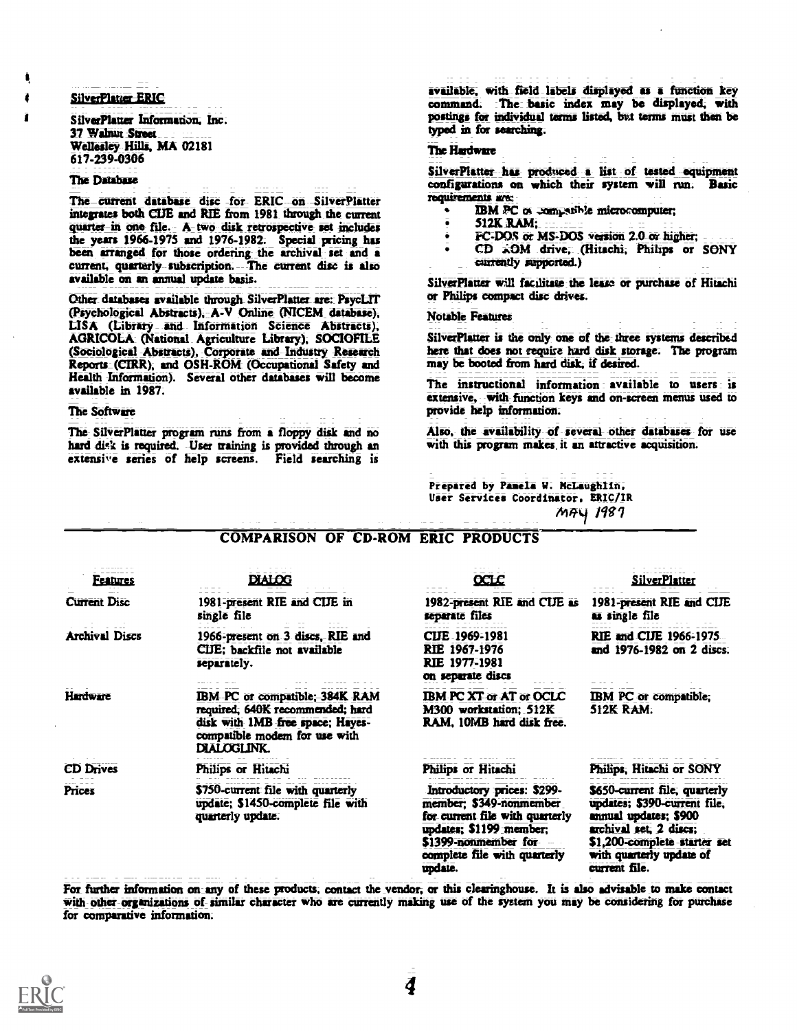### SilverPlatter ERIC

SilverPlatter Information, Inc.
37 Walnut Street
Wellesley Hills, MA 02181
617-239-0306

#### The Database

The current database disc for ERIC on SilverPlatter integrates both CIJE and RIE from 1981 through the current quarter in one file. A two disk retrospective set includes the years 1966-1975 and 1976-1982. Special pricing has been arranged for those ordering the archival set and a current, quarterly subscription. The current disc is also available on an annual update basis.

Other databases available through SilverPlatter are: PsycLIT (Psychological Abstracts), A-V Online (NICEM database), LISA (Library and Information Science Abstracts), AGRICOLA (National Agriculture Library), SOCIOFILE (Sociological Abstracts), Corporate and Industry Research Reports (CIRR), and OSH-ROM (Occupational Safety and Health Information). Several other databases will become available in 1987.

#### The Software

The SilverPlatter program runs from a floppy disk and no hard disk is required. User training is provided through an extensive series of help screens. Field searching is available, with field labels displayed as a function key command. The basic index may be displayed, with postings for individual terms listed, but terms must then be typed in for searching.

#### The Hardware

SilverPlatter has produced a list of tested equipment configurations on which their system will run. Basic requirements are:

- IBM PC or compatible microcomputer;
- 512K RAM;
- PC-DOS or MS-DOS version 2.0 or higher;
- CD ROM drive, (Hitachi, Philips or SONY currently supported.)

SilverPlatter will facilitate the lease or purchase of Hitachi or Philips compact disc drives.

#### Notable Features

SilverPlatter is the only one of the three systems described here that does not require hard disk storage. The program may be booted from hard disk, if desired.

The instructional information available to users is extensive, with function keys and on-screen menus used to provide help information.

Also, the availability of several other databases for use with this program makes it an attractive acquisition.

Prepared by Pamela W. McLaughlin,
User Services Coordinator, ERIC/IR
MAY 1987

## COMPARISON OF CD-ROM ERIC PRODUCTS

| Features | DIALOG | OCLC | SilverPlatter |
|---|---|---|---|
| Current Disc | 1981-present RIE and CIJE in single file | 1982-present RIE and CIJE as separate files | 1981-present RIE and CIJE as single file |
| Archival Discs | 1966-present on 3 discs, RIE and CIJE; backfile not available separately. | CIJE 1969-1981<br>RIE 1967-1976<br>RIE 1977-1981<br>on separate discs | RIE and CIJE 1966-1975 and 1976-1982 on 2 discs. |
| Hardware | IBM PC or compatible; 384K RAM required, 640K recommended; hard disk with 1MB free space; Hayes-compatible modem for use with DIALOGLINK. | IBM PC XT or AT or OCLC M300 workstation; 512K RAM, 10MB hard disk free. | IBM PC or compatible; 512K RAM. |
| CD Drives | Philips or Hitachi | Philips or Hitachi | Philips, Hitachi or SONY |
| Prices | \$750-current file with quarterly update; \$1450-complete file with quarterly update. | Introductory prices: \$299-member; \$349-nonmember for current file with quarterly updates; \$1199 member; \$1399-nonmember for complete file with quarterly update. | \$650-current file, quarterly updates; \$390-current file, annual updates; \$900 archival set, 2 discs; \$1,200-complete starter set with quarterly update of current file. |

For further information on any of these products, contact the vendor, or this clearinghouse. It is also advisable to make contact with other organizations of similar character who are currently making use of the system you may be considering for purchase for comparative information.